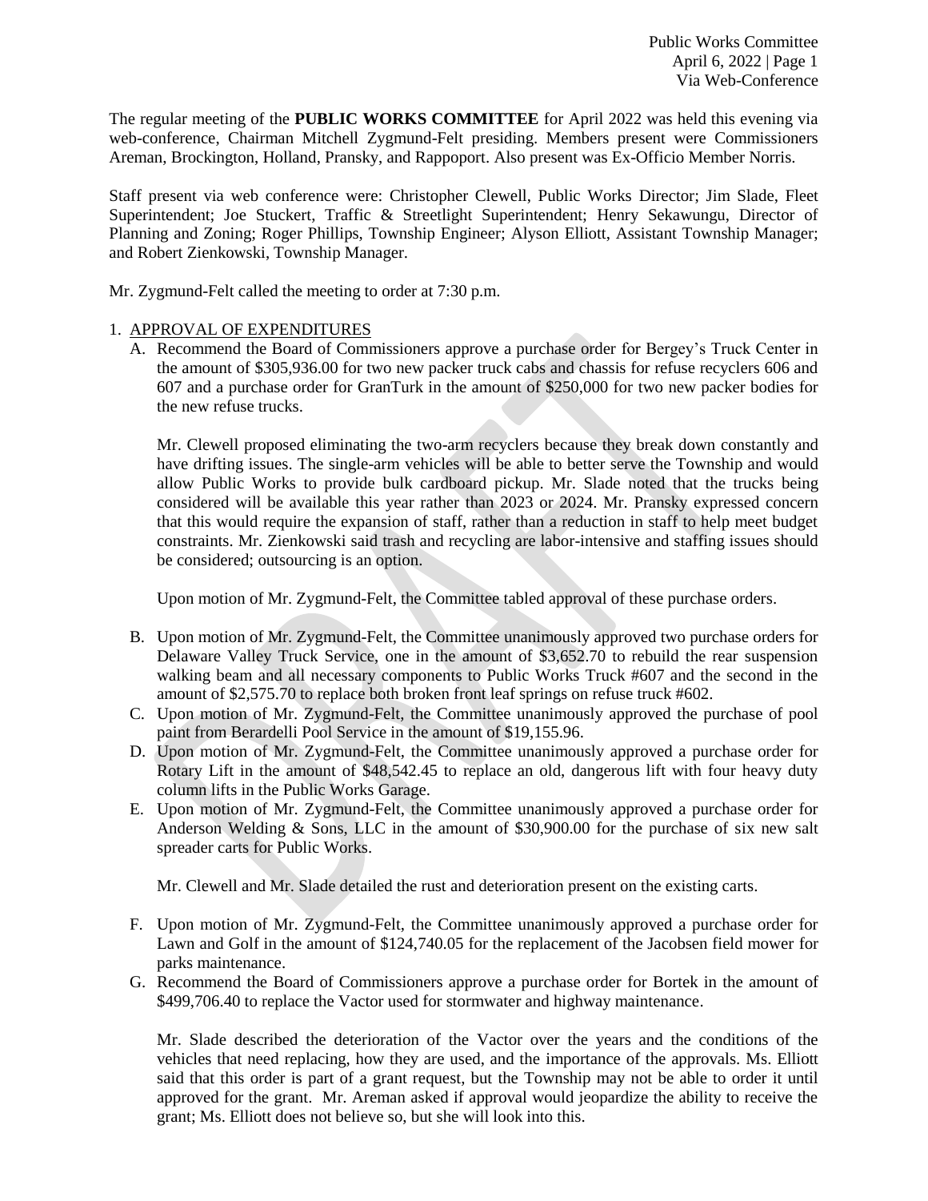The regular meeting of the **PUBLIC WORKS COMMITTEE** for April 2022 was held this evening via web-conference, Chairman Mitchell Zygmund-Felt presiding. Members present were Commissioners Areman, Brockington, Holland, Pransky, and Rappoport. Also present was Ex-Officio Member Norris.

Staff present via web conference were: Christopher Clewell, Public Works Director; Jim Slade, Fleet Superintendent; Joe Stuckert, Traffic & Streetlight Superintendent; Henry Sekawungu, Director of Planning and Zoning; Roger Phillips, Township Engineer; Alyson Elliott, Assistant Township Manager; and Robert Zienkowski, Township Manager.

Mr. Zygmund-Felt called the meeting to order at 7:30 p.m.

1. APPROVAL OF EXPENDITURES

   A. Recommend the Board of Commissioners approve a purchase order for Bergey's Truck Center in the amount of $305,936.00 for two new packer truck cabs and chassis for refuse recyclers 606 and 607 and a purchase order for GranTurk in the amount of $250,000 for two new packer bodies for the new refuse trucks.

      Mr. Clewell proposed eliminating the two-arm recyclers because they break down constantly and have drifting issues. The single-arm vehicles will be able to better serve the Township and would allow Public Works to provide bulk cardboard pickup. Mr. Slade noted that the trucks being considered will be available this year rather than 2023 or 2024. Mr. Pransky expressed concern that this would require the expansion of staff, rather than a reduction in staff to help meet budget constraints. Mr. Zienkowski said trash and recycling are labor-intensive and staffing issues should be considered; outsourcing is an option.

      Upon motion of Mr. Zygmund-Felt, the Committee tabled approval of these purchase orders.

   B. Upon motion of Mr. Zygmund-Felt, the Committee unanimously approved two purchase orders for Delaware Valley Truck Service, one in the amount of $3,652.70 to rebuild the rear suspension walking beam and all necessary components to Public Works Truck #607 and the second in the amount of $2,575.70 to replace both broken front leaf springs on refuse truck #602.

   C. Upon motion of Mr. Zygmund-Felt, the Committee unanimously approved the purchase of pool paint from Berardelli Pool Service in the amount of $19,155.96.

   D. Upon motion of Mr. Zygmund-Felt, the Committee unanimously approved a purchase order for Rotary Lift in the amount of $48,542.45 to replace an old, dangerous lift with four heavy duty column lifts in the Public Works Garage.

   E. Upon motion of Mr. Zygmund-Felt, the Committee unanimously approved a purchase order for Anderson Welding & Sons, LLC in the amount of $30,900.00 for the purchase of six new salt spreader carts for Public Works.

      Mr. Clewell and Mr. Slade detailed the rust and deterioration present on the existing carts.

   F. Upon motion of Mr. Zygmund-Felt, the Committee unanimously approved a purchase order for Lawn and Golf in the amount of $124,740.05 for the replacement of the Jacobsen field mower for parks maintenance.

   G. Recommend the Board of Commissioners approve a purchase order for Bortek in the amount of $499,706.40 to replace the Vactor used for stormwater and highway maintenance.

      Mr. Slade described the deterioration of the Vactor over the years and the conditions of the vehicles that need replacing, how they are used, and the importance of the approvals. Ms. Elliott said that this order is part of a grant request, but the Township may not be able to order it until approved for the grant. Mr. Areman asked if approval would jeopardize the ability to receive the grant; Ms. Elliott does not believe so, but she will look into this.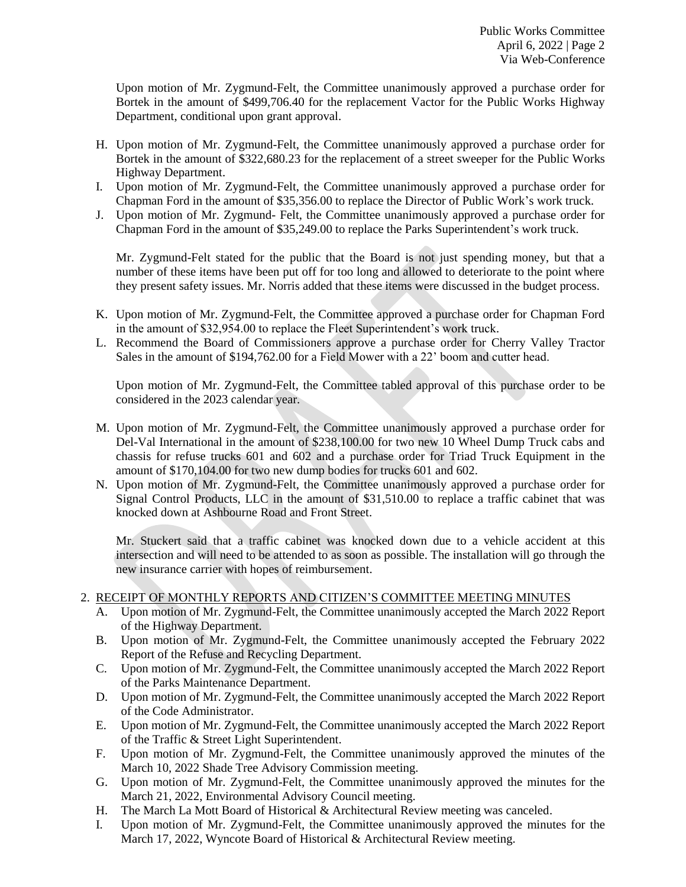Upon motion of Mr. Zygmund-Felt, the Committee unanimously approved a purchase order for Bortek in the amount of $499,706.40 for the replacement Vactor for the Public Works Highway Department, conditional upon grant approval.

H. Upon motion of Mr. Zygmund-Felt, the Committee unanimously approved a purchase order for Bortek in the amount of $322,680.23 for the replacement of a street sweeper for the Public Works Highway Department.
I. Upon motion of Mr. Zygmund-Felt, the Committee unanimously approved a purchase order for Chapman Ford in the amount of $35,356.00 to replace the Director of Public Work's work truck.
J. Upon motion of Mr. Zygmund- Felt, the Committee unanimously approved a purchase order for Chapman Ford in the amount of $35,249.00 to replace the Parks Superintendent's work truck.

   Mr. Zygmund-Felt stated for the public that the Board is not just spending money, but that a number of these items have been put off for too long and allowed to deteriorate to the point where they present safety issues. Mr. Norris added that these items were discussed in the budget process.

K. Upon motion of Mr. Zygmund-Felt, the Committee approved a purchase order for Chapman Ford in the amount of $32,954.00 to replace the Fleet Superintendent's work truck.
L. Recommend the Board of Commissioners approve a purchase order for Cherry Valley Tractor Sales in the amount of $194,762.00 for a Field Mower with a 22' boom and cutter head.

   Upon motion of Mr. Zygmund-Felt, the Committee tabled approval of this purchase order to be considered in the 2023 calendar year.

M. Upon motion of Mr. Zygmund-Felt, the Committee unanimously approved a purchase order for Del-Val International in the amount of $238,100.00 for two new 10 Wheel Dump Truck cabs and chassis for refuse trucks 601 and 602 and a purchase order for Triad Truck Equipment in the amount of $170,104.00 for two new dump bodies for trucks 601 and 602.
N. Upon motion of Mr. Zygmund-Felt, the Committee unanimously approved a purchase order for Signal Control Products, LLC in the amount of $31,510.00 to replace a traffic cabinet that was knocked down at Ashbourne Road and Front Street.

   Mr. Stuckert said that a traffic cabinet was knocked down due to a vehicle accident at this intersection and will need to be attended to as soon as possible. The installation will go through the new insurance carrier with hopes of reimbursement.

2. RECEIPT OF MONTHLY REPORTS AND CITIZEN'S COMMITTEE MEETING MINUTES
   A. Upon motion of Mr. Zygmund-Felt, the Committee unanimously accepted the March 2022 Report of the Highway Department.
   B. Upon motion of Mr. Zygmund-Felt, the Committee unanimously accepted the February 2022 Report of the Refuse and Recycling Department.
   C. Upon motion of Mr. Zygmund-Felt, the Committee unanimously accepted the March 2022 Report of the Parks Maintenance Department.
   D. Upon motion of Mr. Zygmund-Felt, the Committee unanimously accepted the March 2022 Report of the Code Administrator.
   E. Upon motion of Mr. Zygmund-Felt, the Committee unanimously accepted the March 2022 Report of the Traffic & Street Light Superintendent.
   F. Upon motion of Mr. Zygmund-Felt, the Committee unanimously approved the minutes of the March 10, 2022 Shade Tree Advisory Commission meeting.
   G. Upon motion of Mr. Zygmund-Felt, the Committee unanimously approved the minutes for the March 21, 2022, Environmental Advisory Council meeting.
   H. The March La Mott Board of Historical & Architectural Review meeting was canceled.
   I. Upon motion of Mr. Zygmund-Felt, the Committee unanimously approved the minutes for the March 17, 2022, Wyncote Board of Historical & Architectural Review meeting.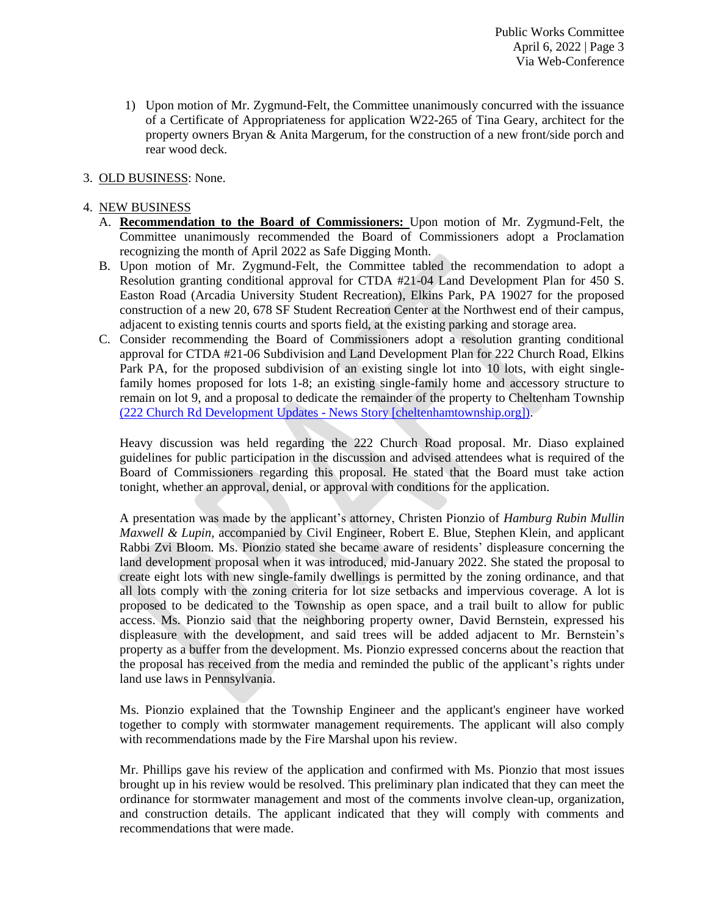1) Upon motion of Mr. Zygmund-Felt, the Committee unanimously concurred with the issuance of a Certificate of Appropriateness for application W22-265 of Tina Geary, architect for the property owners Bryan & Anita Margerum, for the construction of a new front/side porch and rear wood deck.

3. OLD BUSINESS: None.

4. NEW BUSINESS

A. **Recommendation to the Board of Commissioners:** Upon motion of Mr. Zygmund-Felt, the Committee unanimously recommended the Board of Commissioners adopt a Proclamation recognizing the month of April 2022 as Safe Digging Month.

B. Upon motion of Mr. Zygmund-Felt, the Committee tabled the recommendation to adopt a Resolution granting conditional approval for CTDA #21-04 Land Development Plan for 450 S. Easton Road (Arcadia University Student Recreation), Elkins Park, PA 19027 for the proposed construction of a new 20, 678 SF Student Recreation Center at the Northwest end of their campus, adjacent to existing tennis courts and sports field, at the existing parking and storage area.

C. Consider recommending the Board of Commissioners adopt a resolution granting conditional approval for CTDA #21-06 Subdivision and Land Development Plan for 222 Church Road, Elkins Park PA, for the proposed subdivision of an existing single lot into 10 lots, with eight single-family homes proposed for lots 1-8; an existing single-family home and accessory structure to remain on lot 9, and a proposal to dedicate the remainder of the property to Cheltenham Township (222 Church Rd Development Updates - News Story [cheltenhamtownship.org]).

Heavy discussion was held regarding the 222 Church Road proposal. Mr. Diaso explained guidelines for public participation in the discussion and advised attendees what is required of the Board of Commissioners regarding this proposal. He stated that the Board must take action tonight, whether an approval, denial, or approval with conditions for the application.

A presentation was made by the applicant's attorney, Christen Pionzio of *Hamburg Rubin Mullin Maxwell & Lupin*, accompanied by Civil Engineer, Robert E. Blue, Stephen Klein, and applicant Rabbi Zvi Bloom. Ms. Pionzio stated she became aware of residents' displeasure concerning the land development proposal when it was introduced, mid-January 2022. She stated the proposal to create eight lots with new single-family dwellings is permitted by the zoning ordinance, and that all lots comply with the zoning criteria for lot size setbacks and impervious coverage. A lot is proposed to be dedicated to the Township as open space, and a trail built to allow for public access. Ms. Pionzio said that the neighboring property owner, David Bernstein, expressed his displeasure with the development, and said trees will be added adjacent to Mr. Bernstein's property as a buffer from the development. Ms. Pionzio expressed concerns about the reaction that the proposal has received from the media and reminded the public of the applicant's rights under land use laws in Pennsylvania.

Ms. Pionzio explained that the Township Engineer and the applicant's engineer have worked together to comply with stormwater management requirements. The applicant will also comply with recommendations made by the Fire Marshal upon his review.

Mr. Phillips gave his review of the application and confirmed with Ms. Pionzio that most issues brought up in his review would be resolved. This preliminary plan indicated that they can meet the ordinance for stormwater management and most of the comments involve clean-up, organization, and construction details. The applicant indicated that they will comply with comments and recommendations that were made.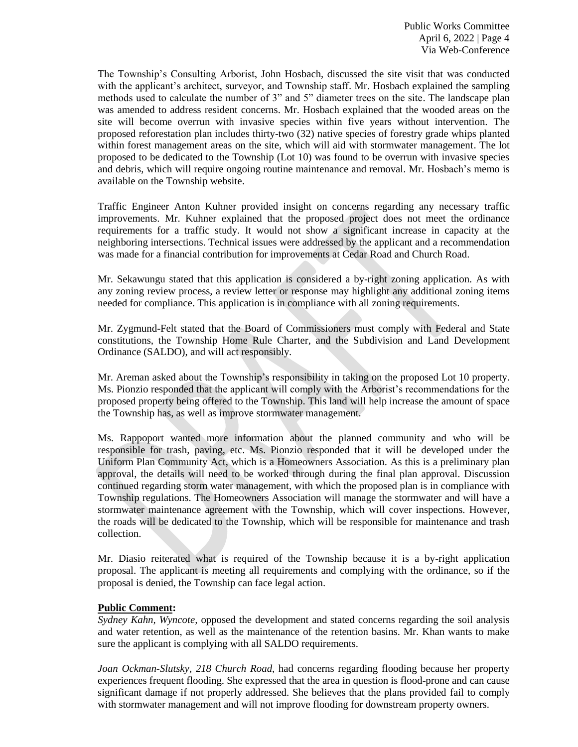The Township's Consulting Arborist, John Hosbach, discussed the site visit that was conducted with the applicant's architect, surveyor, and Township staff. Mr. Hosbach explained the sampling methods used to calculate the number of 3" and 5" diameter trees on the site. The landscape plan was amended to address resident concerns. Mr. Hosbach explained that the wooded areas on the site will become overrun with invasive species within five years without intervention. The proposed reforestation plan includes thirty-two (32) native species of forestry grade whips planted within forest management areas on the site, which will aid with stormwater management. The lot proposed to be dedicated to the Township (Lot 10) was found to be overrun with invasive species and debris, which will require ongoing routine maintenance and removal. Mr. Hosbach's memo is available on the Township website.

Traffic Engineer Anton Kuhner provided insight on concerns regarding any necessary traffic improvements. Mr. Kuhner explained that the proposed project does not meet the ordinance requirements for a traffic study. It would not show a significant increase in capacity at the neighboring intersections. Technical issues were addressed by the applicant and a recommendation was made for a financial contribution for improvements at Cedar Road and Church Road.

Mr. Sekawungu stated that this application is considered a by-right zoning application. As with any zoning review process, a review letter or response may highlight any additional zoning items needed for compliance. This application is in compliance with all zoning requirements.

Mr. Zygmund-Felt stated that the Board of Commissioners must comply with Federal and State constitutions, the Township Home Rule Charter, and the Subdivision and Land Development Ordinance (SALDO), and will act responsibly.

Mr. Areman asked about the Township's responsibility in taking on the proposed Lot 10 property. Ms. Pionzio responded that the applicant will comply with the Arborist's recommendations for the proposed property being offered to the Township. This land will help increase the amount of space the Township has, as well as improve stormwater management.

Ms. Rappoport wanted more information about the planned community and who will be responsible for trash, paving, etc. Ms. Pionzio responded that it will be developed under the Uniform Plan Community Act, which is a Homeowners Association. As this is a preliminary plan approval, the details will need to be worked through during the final plan approval. Discussion continued regarding storm water management, with which the proposed plan is in compliance with Township regulations. The Homeowners Association will manage the stormwater and will have a stormwater maintenance agreement with the Township, which will cover inspections. However, the roads will be dedicated to the Township, which will be responsible for maintenance and trash collection.

Mr. Diasio reiterated what is required of the Township because it is a by-right application proposal. The applicant is meeting all requirements and complying with the ordinance, so if the proposal is denied, the Township can face legal action.

**Public Comment:**

*Sydney Kahn, Wyncote,* opposed the development and stated concerns regarding the soil analysis and water retention, as well as the maintenance of the retention basins. Mr. Khan wants to make sure the applicant is complying with all SALDO requirements.

*Joan Ockman-Slutsky, 218 Church Road*, had concerns regarding flooding because her property experiences frequent flooding. She expressed that the area in question is flood-prone and can cause significant damage if not properly addressed. She believes that the plans provided fail to comply with stormwater management and will not improve flooding for downstream property owners.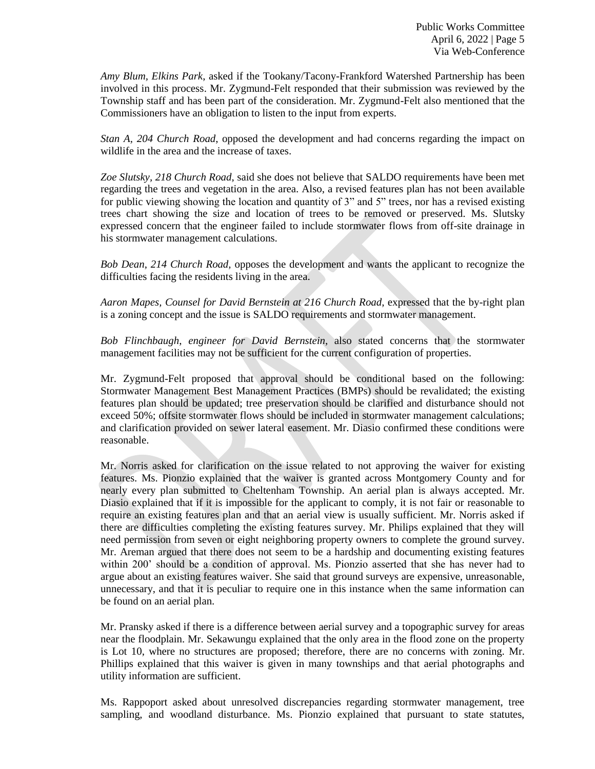*Amy Blum, Elkins Park*, asked if the Tookany/Tacony-Frankford Watershed Partnership has been involved in this process. Mr. Zygmund-Felt responded that their submission was reviewed by the Township staff and has been part of the consideration. Mr. Zygmund-Felt also mentioned that the Commissioners have an obligation to listen to the input from experts.

*Stan A, 204 Church Road*, opposed the development and had concerns regarding the impact on wildlife in the area and the increase of taxes.

*Zoe Slutsky, 218 Church Road*, said she does not believe that SALDO requirements have been met regarding the trees and vegetation in the area. Also, a revised features plan has not been available for public viewing showing the location and quantity of 3" and 5" trees, nor has a revised existing trees chart showing the size and location of trees to be removed or preserved. Ms. Slutsky expressed concern that the engineer failed to include stormwater flows from off-site drainage in his stormwater management calculations.

*Bob Dean, 214 Church Road*, opposes the development and wants the applicant to recognize the difficulties facing the residents living in the area.

*Aaron Mapes, Counsel for David Bernstein at 216 Church Road*, expressed that the by-right plan is a zoning concept and the issue is SALDO requirements and stormwater management.

*Bob Flinchbaugh, engineer for David Bernstein*, also stated concerns that the stormwater management facilities may not be sufficient for the current configuration of properties.

Mr. Zygmund-Felt proposed that approval should be conditional based on the following: Stormwater Management Best Management Practices (BMPs) should be revalidated; the existing features plan should be updated; tree preservation should be clarified and disturbance should not exceed 50%; offsite stormwater flows should be included in stormwater management calculations; and clarification provided on sewer lateral easement. Mr. Diasio confirmed these conditions were reasonable.

Mr. Norris asked for clarification on the issue related to not approving the waiver for existing features. Ms. Pionzio explained that the waiver is granted across Montgomery County and for nearly every plan submitted to Cheltenham Township. An aerial plan is always accepted. Mr. Diasio explained that if it is impossible for the applicant to comply, it is not fair or reasonable to require an existing features plan and that an aerial view is usually sufficient. Mr. Norris asked if there are difficulties completing the existing features survey. Mr. Philips explained that they will need permission from seven or eight neighboring property owners to complete the ground survey. Mr. Areman argued that there does not seem to be a hardship and documenting existing features within 200' should be a condition of approval. Ms. Pionzio asserted that she has never had to argue about an existing features waiver. She said that ground surveys are expensive, unreasonable, unnecessary, and that it is peculiar to require one in this instance when the same information can be found on an aerial plan.

Mr. Pransky asked if there is a difference between aerial survey and a topographic survey for areas near the floodplain. Mr. Sekawungu explained that the only area in the flood zone on the property is Lot 10, where no structures are proposed; therefore, there are no concerns with zoning. Mr. Phillips explained that this waiver is given in many townships and that aerial photographs and utility information are sufficient.

Ms. Rappoport asked about unresolved discrepancies regarding stormwater management, tree sampling, and woodland disturbance. Ms. Pionzio explained that pursuant to state statutes,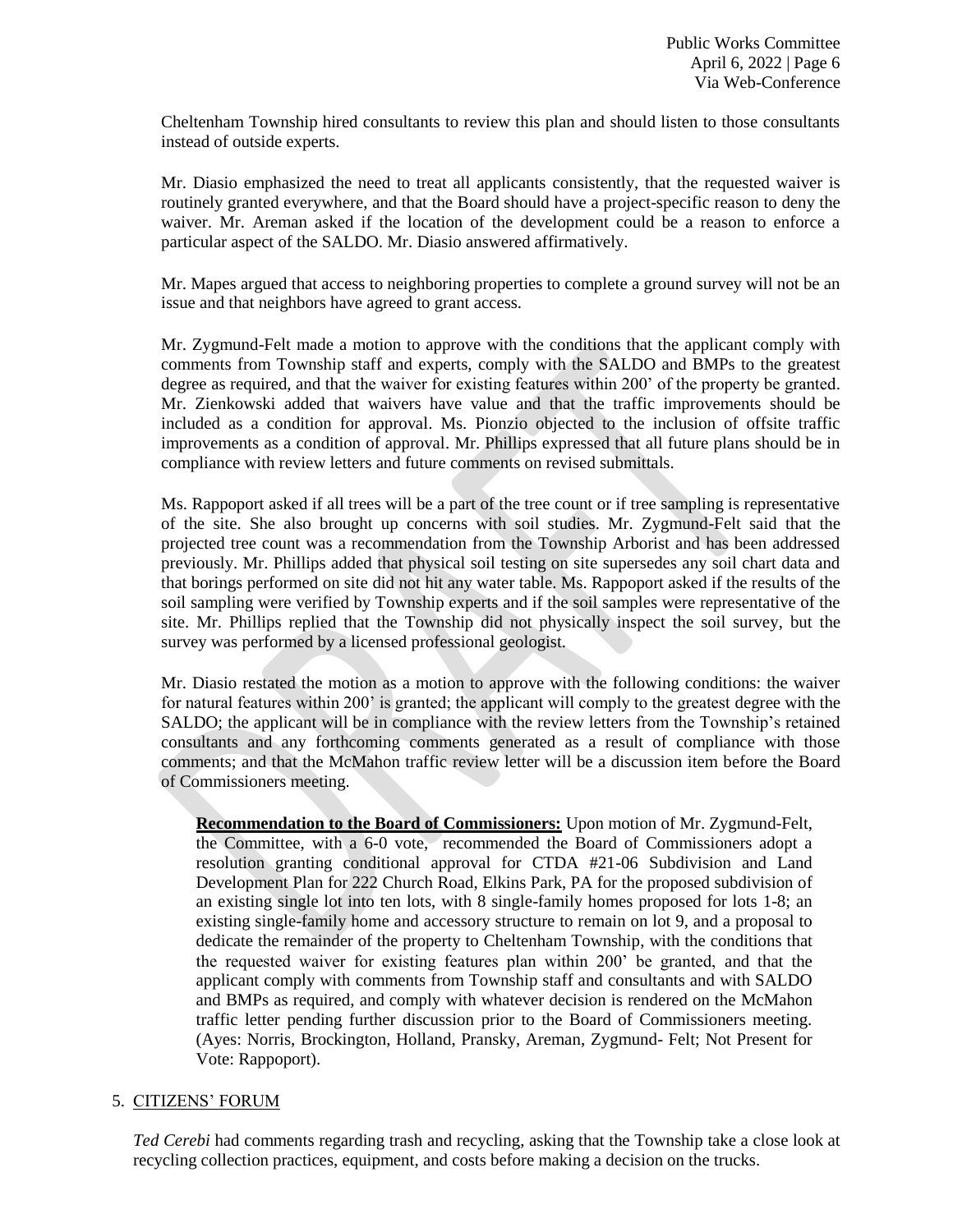Cheltenham Township hired consultants to review this plan and should listen to those consultants instead of outside experts.

Mr. Diasio emphasized the need to treat all applicants consistently, that the requested waiver is routinely granted everywhere, and that the Board should have a project-specific reason to deny the waiver. Mr. Areman asked if the location of the development could be a reason to enforce a particular aspect of the SALDO. Mr. Diasio answered affirmatively.

Mr. Mapes argued that access to neighboring properties to complete a ground survey will not be an issue and that neighbors have agreed to grant access.

Mr. Zygmund-Felt made a motion to approve with the conditions that the applicant comply with comments from Township staff and experts, comply with the SALDO and BMPs to the greatest degree as required, and that the waiver for existing features within 200' of the property be granted. Mr. Zienkowski added that waivers have value and that the traffic improvements should be included as a condition for approval. Ms. Pionzio objected to the inclusion of offsite traffic improvements as a condition of approval. Mr. Phillips expressed that all future plans should be in compliance with review letters and future comments on revised submittals.

Ms. Rappoport asked if all trees will be a part of the tree count or if tree sampling is representative of the site. She also brought up concerns with soil studies. Mr. Zygmund-Felt said that the projected tree count was a recommendation from the Township Arborist and has been addressed previously. Mr. Phillips added that physical soil testing on site supersedes any soil chart data and that borings performed on site did not hit any water table. Ms. Rappoport asked if the results of the soil sampling were verified by Township experts and if the soil samples were representative of the site. Mr. Phillips replied that the Township did not physically inspect the soil survey, but the survey was performed by a licensed professional geologist.

Mr. Diasio restated the motion as a motion to approve with the following conditions: the waiver for natural features within 200' is granted; the applicant will comply to the greatest degree with the SALDO; the applicant will be in compliance with the review letters from the Township's retained consultants and any forthcoming comments generated as a result of compliance with those comments; and that the McMahon traffic review letter will be a discussion item before the Board of Commissioners meeting.

> **Recommendation to the Board of Commissioners:** Upon motion of Mr. Zygmund-Felt, the Committee, with a 6-0 vote, recommended the Board of Commissioners adopt a resolution granting conditional approval for CTDA #21-06 Subdivision and Land Development Plan for 222 Church Road, Elkins Park, PA for the proposed subdivision of an existing single lot into ten lots, with 8 single-family homes proposed for lots 1-8; an existing single-family home and accessory structure to remain on lot 9, and a proposal to dedicate the remainder of the property to Cheltenham Township, with the conditions that the requested waiver for existing features plan within 200' be granted, and that the applicant comply with comments from Township staff and consultants and with SALDO and BMPs as required, and comply with whatever decision is rendered on the McMahon traffic letter pending further discussion prior to the Board of Commissioners meeting. (Ayes: Norris, Brockington, Holland, Pransky, Areman, Zygmund- Felt; Not Present for Vote: Rappoport).

5. CITIZENS' FORUM

*Ted Cerebi* had comments regarding trash and recycling, asking that the Township take a close look at recycling collection practices, equipment, and costs before making a decision on the trucks.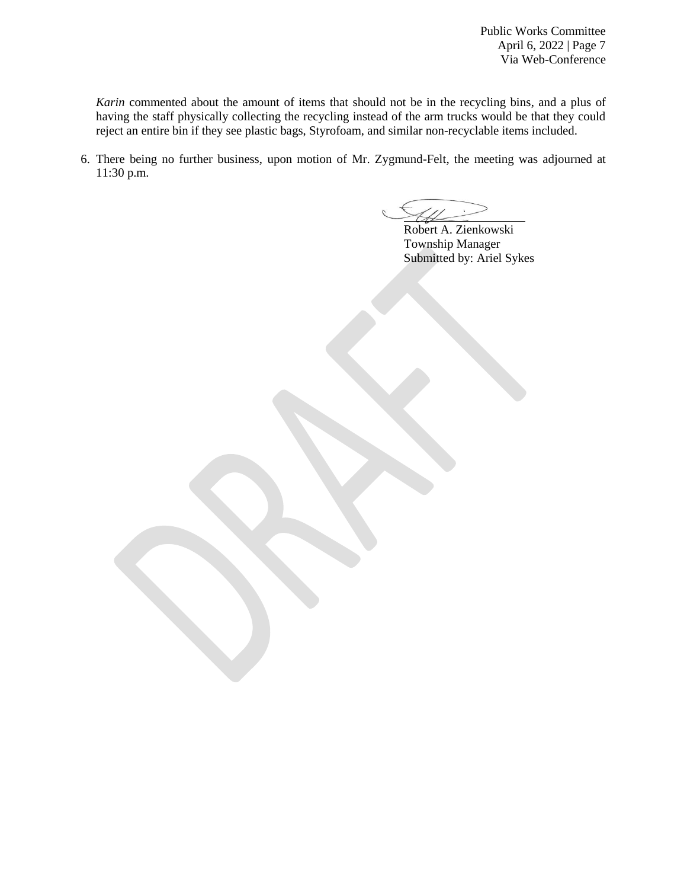*Karin* commented about the amount of items that should not be in the recycling bins, and a plus of having the staff physically collecting the recycling instead of the arm trucks would be that they could reject an entire bin if they see plastic bags, Styrofoam, and similar non-recyclable items included.

6. There being no further business, upon motion of Mr. Zygmund-Felt, the meeting was adjourned at 11:30 p.m.

Robert A. Zienkowski
Township Manager
Submitted by: Ariel Sykes

DRAFT